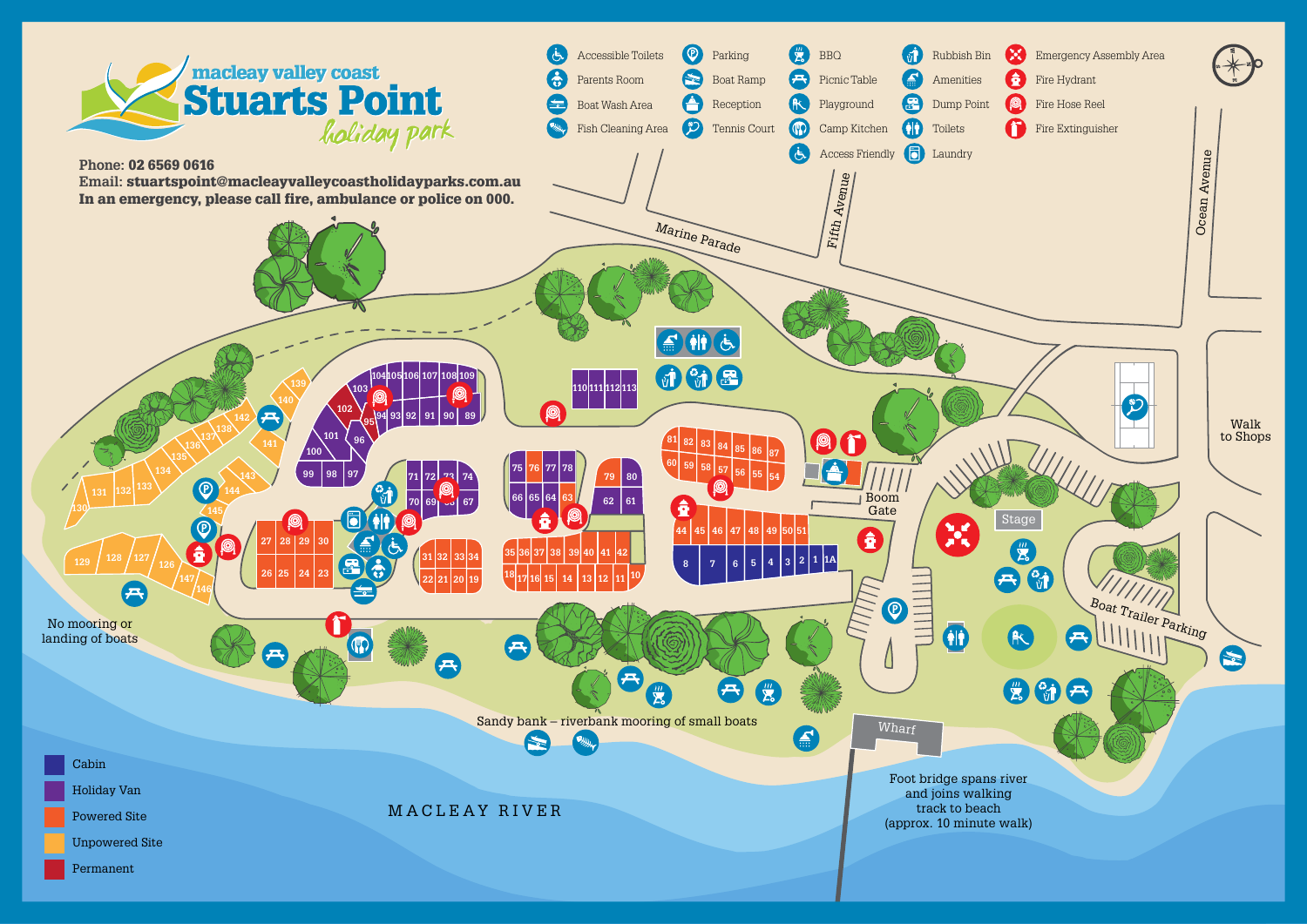# macleay valley coast Stuarts Point holiday park

**Phone: 02 6569 0616**
**Email: stuartspoint@macleayvalleycoastholidayparks.com.au**
**In an emergency, please call fire, ambulance or police on 000.**

- Accessible Toilets
- Parents Room
- Boat Wash Area
- Fish Cleaning Area
- Parking
- Boat Ramp
- Reception
- Tennis Court
- BBQ
- Picnic Table
- Playground
- Camp Kitchen
- Access Friendly
- Rubbish Bin
- Amenities
- Dump Point
- Toilets
- Laundry
- Emergency Assembly Area
- Fire Hydrant
- Fire Hose Reel
- Fire Extinguisher

Marine Parade

Fifth Avenue

Ocean Avenue

Walk to Shops

Boom Gate

Stage

Boat Trailer Parking

No mooring or landing of boats

Sandy bank – riverbank mooring of small boats

Wharf

Foot bridge spans river and joins walking track to beach (approx. 10 minute walk)

MACLEAY RIVER

- Cabin
- Holiday Van
- Powered Site
- Unpowered Site
- Permanent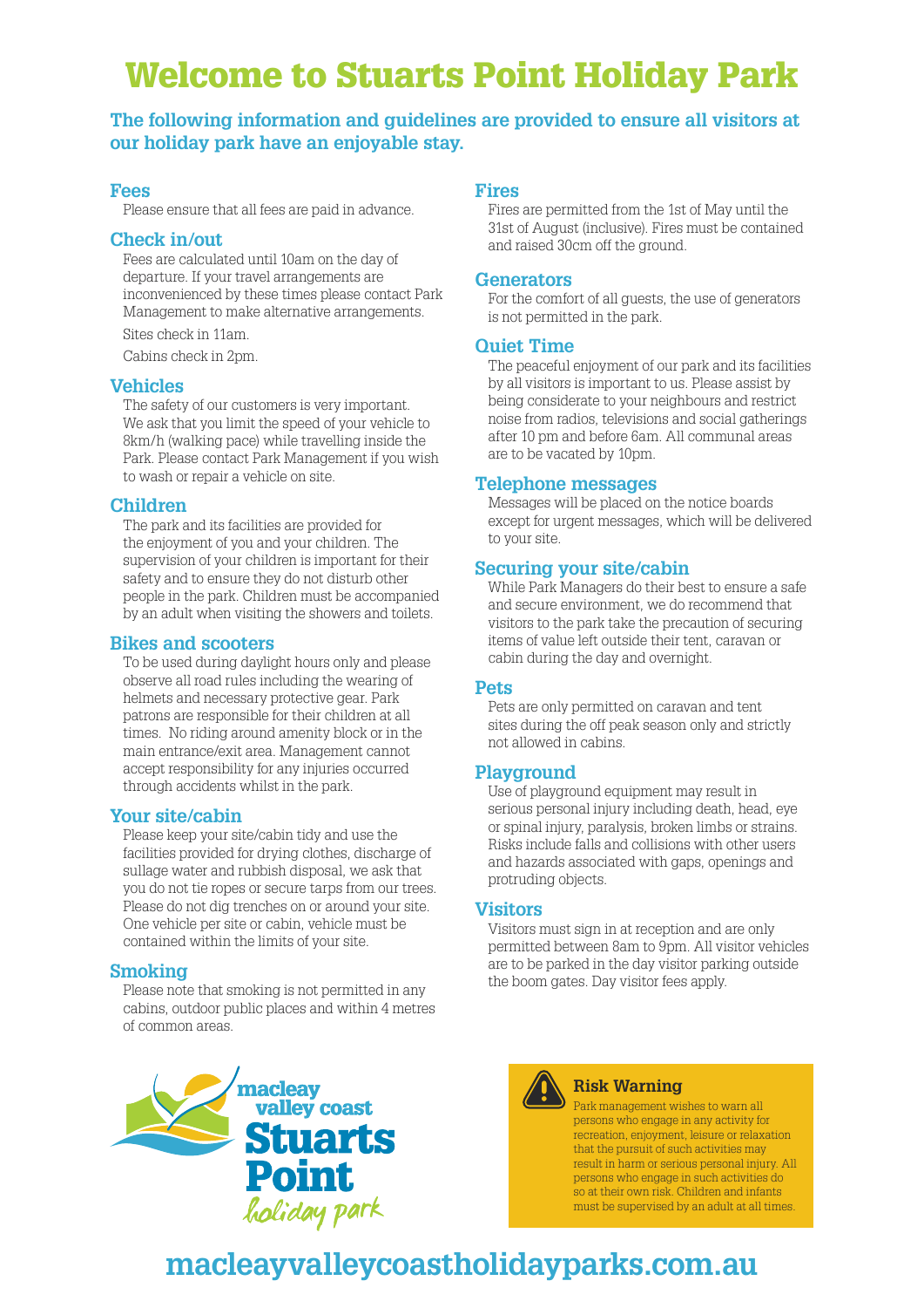# Welcome to Stuarts Point Holiday Park

**The following information and guidelines are provided to ensure all visitors at our holiday park have an enjoyable stay.**

### Fees

Please ensure that all fees are paid in advance.

### Check in/out

Fees are calculated until 10am on the day of departure. If your travel arrangements are inconvenienced by these times please contact Park Management to make alternative arrangements.

Sites check in 11am.

Cabins check in 2pm.

### Vehicles

The safety of our customers is very important. We ask that you limit the speed of your vehicle to 8km/h (walking pace) while travelling inside the Park. Please contact Park Management if you wish to wash or repair a vehicle on site.

### Children

The park and its facilities are provided for the enjoyment of you and your children. The supervision of your children is important for their safety and to ensure they do not disturb other people in the park. Children must be accompanied by an adult when visiting the showers and toilets.

### Bikes and scooters

To be used during daylight hours only and please observe all road rules including the wearing of helmets and necessary protective gear. Park patrons are responsible for their children at all times. No riding around amenity block or in the main entrance/exit area. Management cannot accept responsibility for any injuries occurred through accidents whilst in the park.

### Your site/cabin

Please keep your site/cabin tidy and use the facilities provided for drying clothes, discharge of sullage water and rubbish disposal, we ask that you do not tie ropes or secure tarps from our trees. Please do not dig trenches on or around your site. One vehicle per site or cabin, vehicle must be contained within the limits of your site.

### Smoking

Please note that smoking is not permitted in any cabins, outdoor public places and within 4 metres of common areas.

### Fires

Fires are permitted from the 1st of May until the 31st of August (inclusive). Fires must be contained and raised 30cm off the ground.

### Generators

For the comfort of all guests, the use of generators is not permitted in the park.

### Quiet Time

The peaceful enjoyment of our park and its facilities by all visitors is important to us. Please assist by being considerate to your neighbours and restrict noise from radios, televisions and social gatherings after 10 pm and before 6am. All communal areas are to be vacated by 10pm.

### Telephone messages

Messages will be placed on the notice boards except for urgent messages, which will be delivered to your site.

### Securing your site/cabin

While Park Managers do their best to ensure a safe and secure environment, we do recommend that visitors to the park take the precaution of securing items of value left outside their tent, caravan or cabin during the day and overnight.

### Pets

Pets are only permitted on caravan and tent sites during the off peak season only and strictly not allowed in cabins.

### Playground

Use of playground equipment may result in serious personal injury including death, head, eye or spinal injury, paralysis, broken limbs or strains. Risks include falls and collisions with other users and hazards associated with gaps, openings and protruding objects.

### Visitors

Visitors must sign in at reception and are only permitted between 8am to 9pm. All visitor vehicles are to be parked in the day visitor parking outside the boom gates. Day visitor fees apply.

macleay valley coast Stuarts Point *holiday park*

### Risk Warning

Park management wishes to warn all persons who engage in any activity for recreation, enjoyment, leisure or relaxation that the pursuit of such activities may result in harm or serious personal injury. All persons who engage in such activities do so at their own risk. Children and infants must be supervised by an adult at all times.

**macleayvalleycoastholidayparks.com.au**